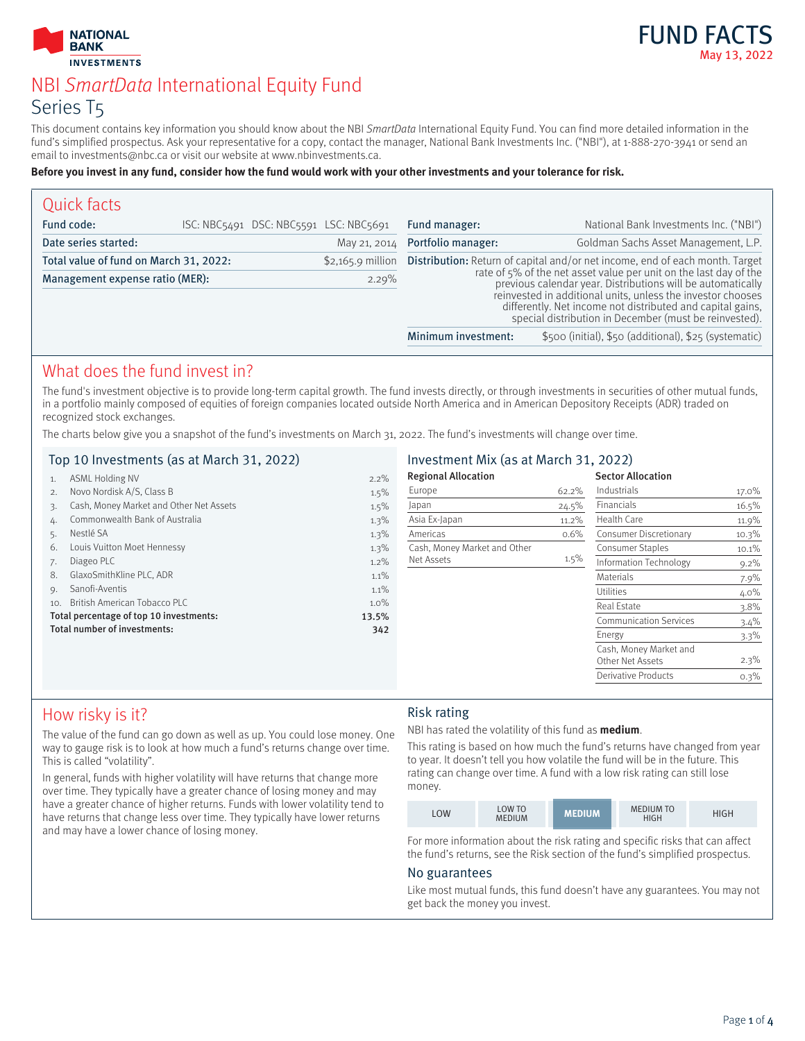NATIONAL BANK INVESTMENTS

# FUND FACTS

May 13, 2022

# NBI *SmartData* International Equity Fund

## Series T5

This document contains key information you should know about the NBI *SmartData* International Equity Fund. You can find more detailed information in the fund's simplified prospectus. Ask your representative for a copy, contact the manager, National Bank Investments Inc. ("NBI"), at 1-888-270-3941 or send an email to investments@nbc.ca or visit our website at www.nbinvestments.ca.

**Before you invest in any fund, consider how the fund would work with your other investments and your tolerance for risk.**

## Quick facts

| | |
|---|---|
| **Fund code:** | ISC: NBC5491 DSC: NBC5591 LSC: NBC5691 |
| **Date series started:** | May 21, 2014 |
| **Total value of fund on March 31, 2022:** | $2,165.9 million |
| **Management expense ratio (MER):** | 2.29% |

| | |
|---|---|
| **Fund manager:** | National Bank Investments Inc. ("NBI") |
| **Portfolio manager:** | Goldman Sachs Asset Management, L.P. |
| **Distribution:** | Return of capital and/or net income, end of each month. Target rate of 5% of the net asset value per unit on the last day of the previous calendar year. Distributions will be automatically reinvested in additional units, unless the investor chooses differently. Net income not distributed and capital gains, special distribution in December (must be reinvested). |
| **Minimum investment:** | $500 (initial), $50 (additional), $25 (systematic) |

## What does the fund invest in?

The fund's investment objective is to provide long-term capital growth. The fund invests directly, or through investments in securities of other mutual funds, in a portfolio mainly composed of equities of foreign companies located outside North America and in American Depository Receipts (ADR) traded on recognized stock exchanges.

The charts below give you a snapshot of the fund's investments on March 31, 2022. The fund's investments will change over time.

### Top 10 Investments (as at March 31, 2022)

| | Investment | % |
|---|---|---|
| 1. | ASML Holding NV | 2.2% |
| 2. | Novo Nordisk A/S, Class B | 1.5% |
| 3. | Cash, Money Market and Other Net Assets | 1.5% |
| 4. | Commonwealth Bank of Australia | 1.3% |
| 5. | Nestlé SA | 1.3% |
| 6. | Louis Vuitton Moet Hennessy | 1.3% |
| 7. | Diageo PLC | 1.2% |
| 8. | GlaxoSmithKline PLC, ADR | 1.1% |
| 9. | Sanofi-Aventis | 1.1% |
| 10. | British American Tobacco PLC | 1.0% |
| | **Total percentage of top 10 investments:** | **13.5%** |
| | **Total number of investments:** | **342** |

### Investment Mix (as at March 31, 2022)

**Regional Allocation**

| Region | % |
|---|---|
| Europe | 62.2% |
| Japan | 24.5% |
| Asia Ex-Japan | 11.2% |
| Americas | 0.6% |
| Cash, Money Market and Other Net Assets | 1.5% |

**Sector Allocation**

| Sector | % |
|---|---|
| Industrials | 17.0% |
| Financials | 16.5% |
| Health Care | 11.9% |
| Consumer Discretionary | 10.3% |
| Consumer Staples | 10.1% |
| Information Technology | 9.2% |
| Materials | 7.9% |
| Utilities | 4.0% |
| Real Estate | 3.8% |
| Communication Services | 3.4% |
| Energy | 3.3% |
| Cash, Money Market and Other Net Assets | 2.3% |
| Derivative Products | 0.3% |

## How risky is it?

The value of the fund can go down as well as up. You could lose money. One way to gauge risk is to look at how much a fund's returns change over time. This is called "volatility".

In general, funds with higher volatility will have returns that change more over time. They typically have a greater chance of losing money and may have a greater chance of higher returns. Funds with lower volatility tend to have returns that change less over time. They typically have lower returns and may have a lower chance of losing money.

### Risk rating

NBI has rated the volatility of this fund as **medium**.

This rating is based on how much the fund's returns have changed from year to year. It doesn't tell you how volatile the fund will be in the future. This rating can change over time. A fund with a low risk rating can still lose money.

| LOW | LOW TO MEDIUM | **MEDIUM** | MEDIUM TO HIGH | HIGH |
|---|---|---|---|---|

For more information about the risk rating and specific risks that can affect the fund's returns, see the Risk section of the fund's simplified prospectus.

### No guarantees

Like most mutual funds, this fund doesn't have any guarantees. You may not get back the money you invest.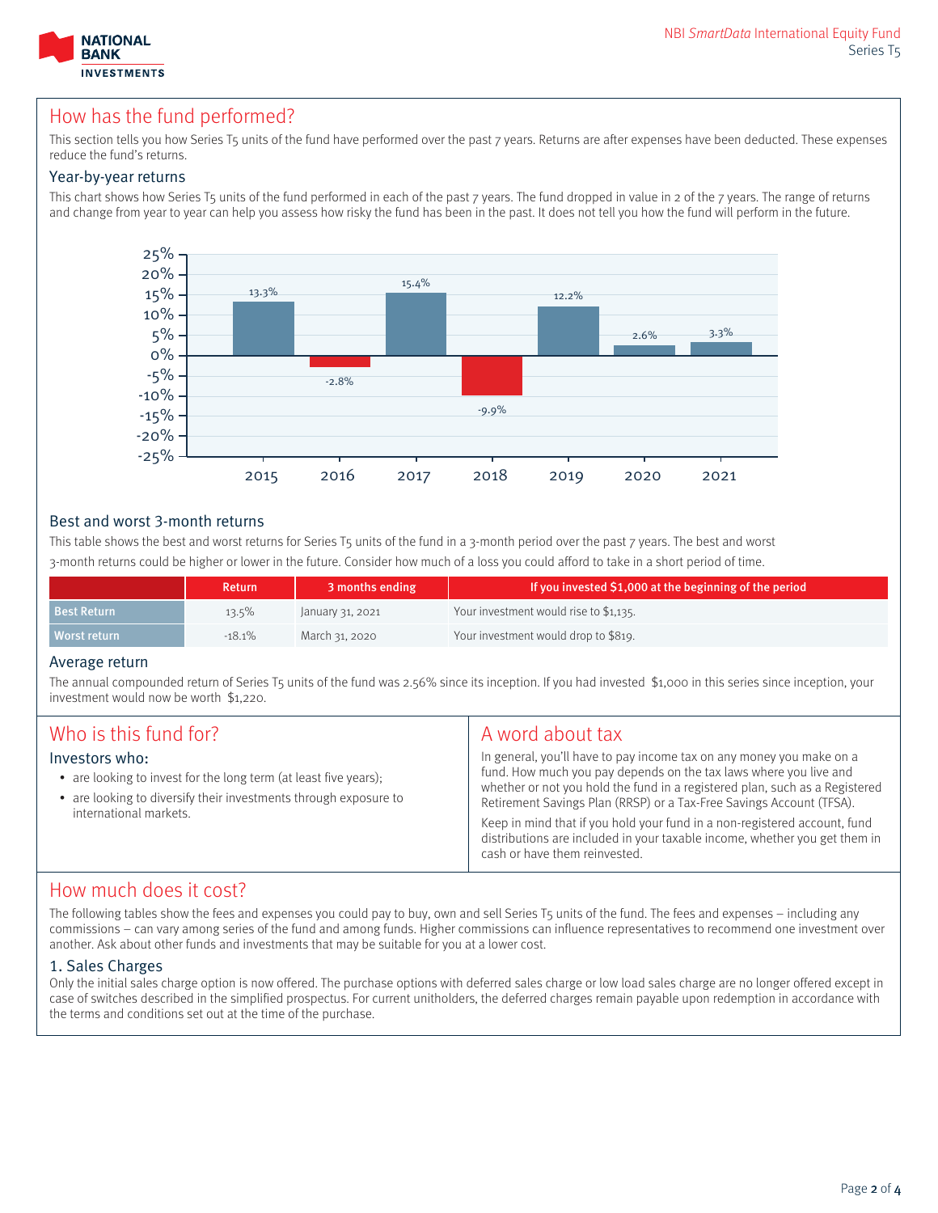## How has the fund performed?

This section tells you how Series T5 units of the fund have performed over the past 7 years. Returns are after expenses have been deducted. These expenses reduce the fund's returns.

### Year-by-year returns

This chart shows how Series T5 units of the fund performed in each of the past 7 years. The fund dropped in value in 2 of the 7 years. The range of returns and change from year to year can help you assess how risky the fund has been in the past. It does not tell you how the fund will perform in the future.

| Year | Return |
|---|---|
| 2015 | 13.3% |
| 2016 | -2.8% |
| 2017 | 15.4% |
| 2018 | -9.9% |
| 2019 | 12.2% |
| 2020 | 2.6% |
| 2021 | 3.3% |

### Best and worst 3-month returns

This table shows the best and worst returns for Series T5 units of the fund in a 3-month period over the past 7 years. The best and worst 3-month returns could be higher or lower in the future. Consider how much of a loss you could afford to take in a short period of time.

| | Return | 3 months ending | If you invested $1,000 at the beginning of the period |
|---|---|---|---|
| Best Return | 13.5% | January 31, 2021 | Your investment would rise to $1,135. |
| Worst return | -18.1% | March 31, 2020 | Your investment would drop to $819. |

### Average return

The annual compounded return of Series T5 units of the fund was 2.56% since its inception. If you had invested $1,000 in this series since inception, your investment would now be worth $1,220.

## Who is this fund for?

### Investors who:

- are looking to invest for the long term (at least five years);
- are looking to diversify their investments through exposure to international markets.

## A word about tax

In general, you'll have to pay income tax on any money you make on a fund. How much you pay depends on the tax laws where you live and whether or not you hold the fund in a registered plan, such as a Registered Retirement Savings Plan (RRSP) or a Tax-Free Savings Account (TFSA).

Keep in mind that if you hold your fund in a non-registered account, fund distributions are included in your taxable income, whether you get them in cash or have them reinvested.

## How much does it cost?

The following tables show the fees and expenses you could pay to buy, own and sell Series T5 units of the fund. The fees and expenses – including any commissions – can vary among series of the fund and among funds. Higher commissions can influence representatives to recommend one investment over another. Ask about other funds and investments that may be suitable for you at a lower cost.

### 1. Sales Charges

Only the initial sales charge option is now offered. The purchase options with deferred sales charge or low load sales charge are no longer offered except in case of switches described in the simplified prospectus. For current unitholders, the deferred charges remain payable upon redemption in accordance with the terms and conditions set out at the time of the purchase.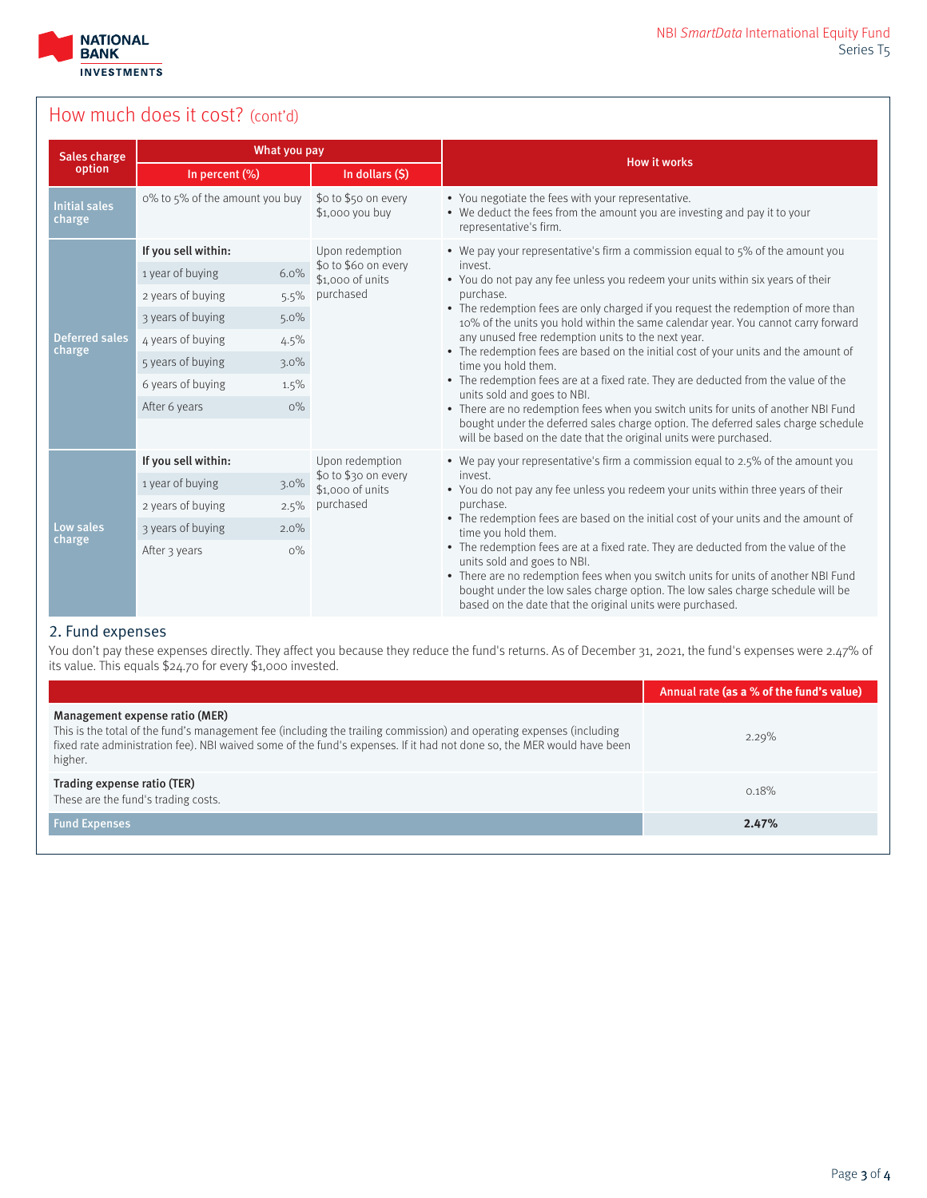## How much does it cost? (cont'd)

| Sales charge option | What you pay | | How it works |
|---|---|---|---|
| | In percent (%) | In dollars ($) | |
| Initial sales charge | 0% to 5% of the amount you buy | $0 to $50 on every $1,000 you buy | • You negotiate the fees with your representative.<br>• We deduct the fees from the amount you are investing and pay it to your representative's firm. |
| Deferred sales charge | **If you sell within:**<br>1 year of buying 6.0%<br>2 years of buying 5.5%<br>3 years of buying 5.0%<br>4 years of buying 4.5%<br>5 years of buying 3.0%<br>6 years of buying 1.5%<br>After 6 years 0% | Upon redemption $0 to $60 on every $1,000 of units purchased | • We pay your representative's firm a commission equal to 5% of the amount you invest.<br>• You do not pay any fee unless you redeem your units within six years of their purchase.<br>• The redemption fees are only charged if you request the redemption of more than 10% of the units you hold within the same calendar year. You cannot carry forward any unused free redemption units to the next year.<br>• The redemption fees are based on the initial cost of your units and the amount of time you hold them.<br>• The redemption fees are at a fixed rate. They are deducted from the value of the units sold and goes to NBI.<br>• There are no redemption fees when you switch units for units of another NBI Fund bought under the deferred sales charge option. The deferred sales charge schedule will be based on the date that the original units were purchased. |
| Low sales charge | **If you sell within:**<br>1 year of buying 3.0%<br>2 years of buying 2.5%<br>3 years of buying 2.0%<br>After 3 years 0% | Upon redemption $0 to $30 on every $1,000 of units purchased | • We pay your representative's firm a commission equal to 2.5% of the amount you invest.<br>• You do not pay any fee unless you redeem your units within three years of their purchase.<br>• The redemption fees are based on the initial cost of your units and the amount of time you hold them.<br>• The redemption fees are at a fixed rate. They are deducted from the value of the units sold and goes to NBI.<br>• There are no redemption fees when you switch units for units of another NBI Fund bought under the low sales charge option. The low sales charge schedule will be based on the date that the original units were purchased. |

### 2. Fund expenses

You don't pay these expenses directly. They affect you because they reduce the fund's returns. As of December 31, 2021, the fund's expenses were 2.47% of its value. This equals $24.70 for every $1,000 invested.

| | Annual rate (as a % of the fund's value) |
|---|---|
| **Management expense ratio (MER)**<br>This is the total of the fund's management fee (including the trailing commission) and operating expenses (including fixed rate administration fee). NBI waived some of the fund's expenses. If it had not done so, the MER would have been higher. | 2.29% |
| **Trading expense ratio (TER)**<br>These are the fund's trading costs. | 0.18% |
| **Fund Expenses** | **2.47%** |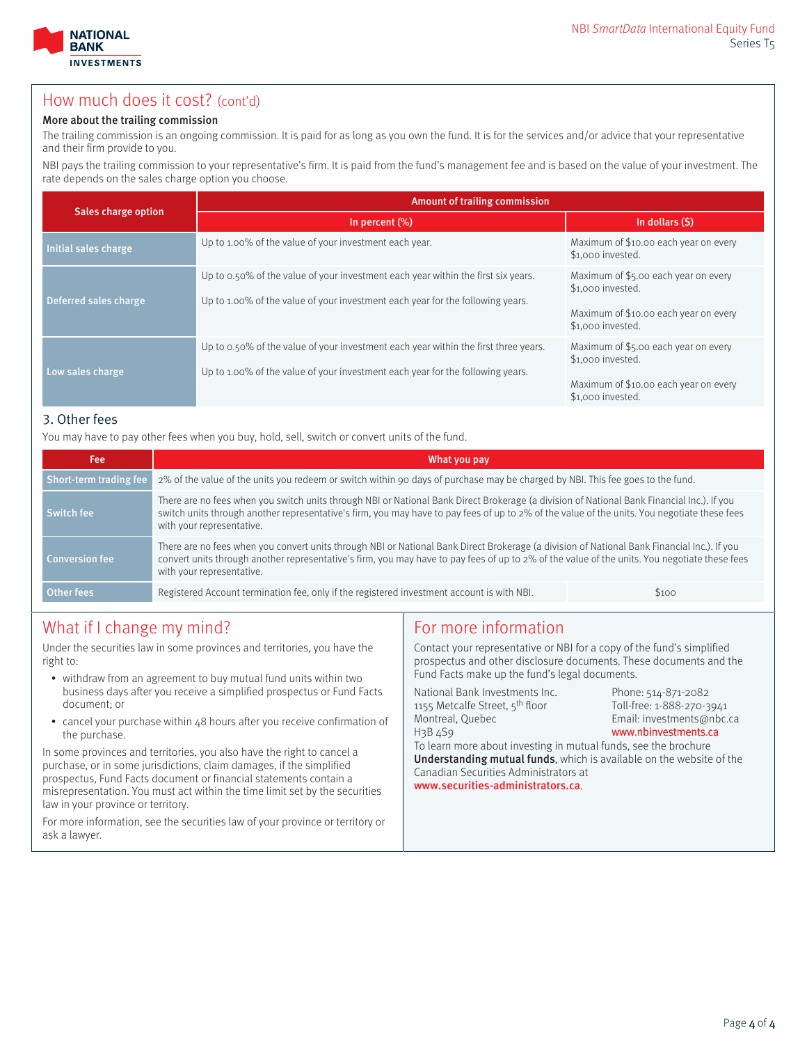## How much does it cost? (cont'd)

**More about the trailing commission**

The trailing commission is an ongoing commission. It is paid for as long as you own the fund. It is for the services and/or advice that your representative and their firm provide to you.

NBI pays the trailing commission to your representative's firm. It is paid from the fund's management fee and is based on the value of your investment. The rate depends on the sales charge option you choose.

| Sales charge option | Amount of trailing commission | |
|---|---|---|
| | In percent (%) | In dollars ($) |
| Initial sales charge | Up to 1.00% of the value of your investment each year. | Maximum of $10.00 each year on every $1,000 invested. |
| Deferred sales charge | Up to 0.50% of the value of your investment each year within the first six years.<br><br>Up to 1.00% of the value of your investment each year for the following years. | Maximum of $5.00 each year on every $1,000 invested.<br><br>Maximum of $10.00 each year on every $1,000 invested. |
| Low sales charge | Up to 0.50% of the value of your investment each year within the first three years.<br><br>Up to 1.00% of the value of your investment each year for the following years. | Maximum of $5.00 each year on every $1,000 invested.<br><br>Maximum of $10.00 each year on every $1,000 invested. |

### 3. Other fees

You may have to pay other fees when you buy, hold, sell, switch or convert units of the fund.

| Fee | What you pay | |
|---|---|---|
| Short-term trading fee | 2% of the value of the units you redeem or switch within 90 days of purchase may be charged by NBI. This fee goes to the fund. | |
| Switch fee | There are no fees when you switch units through NBI or National Bank Direct Brokerage (a division of National Bank Financial Inc.). If you switch units through another representative's firm, you may have to pay fees of up to 2% of the value of the units. You negotiate these fees with your representative. | |
| Conversion fee | There are no fees when you convert units through NBI or National Bank Direct Brokerage (a division of National Bank Financial Inc.). If you convert units through another representative's firm, you may have to pay fees of up to 2% of the value of the units. You negotiate these fees with your representative. | |
| Other fees | Registered Account termination fee, only if the registered investment account is with NBI. | $100 |

## What if I change my mind?

Under the securities law in some provinces and territories, you have the right to:

- withdraw from an agreement to buy mutual fund units within two business days after you receive a simplified prospectus or Fund Facts document; or
- cancel your purchase within 48 hours after you receive confirmation of the purchase.

In some provinces and territories, you also have the right to cancel a purchase, or in some jurisdictions, claim damages, if the simplified prospectus, Fund Facts document or financial statements contain a misrepresentation. You must act within the time limit set by the securities law in your province or territory.

For more information, see the securities law of your province or territory or ask a lawyer.

## For more information

Contact your representative or NBI for a copy of the fund's simplified prospectus and other disclosure documents. These documents and the Fund Facts make up the fund's legal documents.

National Bank Investments Inc.
1155 Metcalfe Street, 5th floor
Montreal, Quebec
H3B 4S9

Phone: 514-871-2082
Toll-free: 1-888-270-3941
Email: investments@nbc.ca
www.nbinvestments.ca

To learn more about investing in mutual funds, see the brochure **Understanding mutual funds**, which is available on the website of the Canadian Securities Administrators at **www.securities-administrators.ca**.